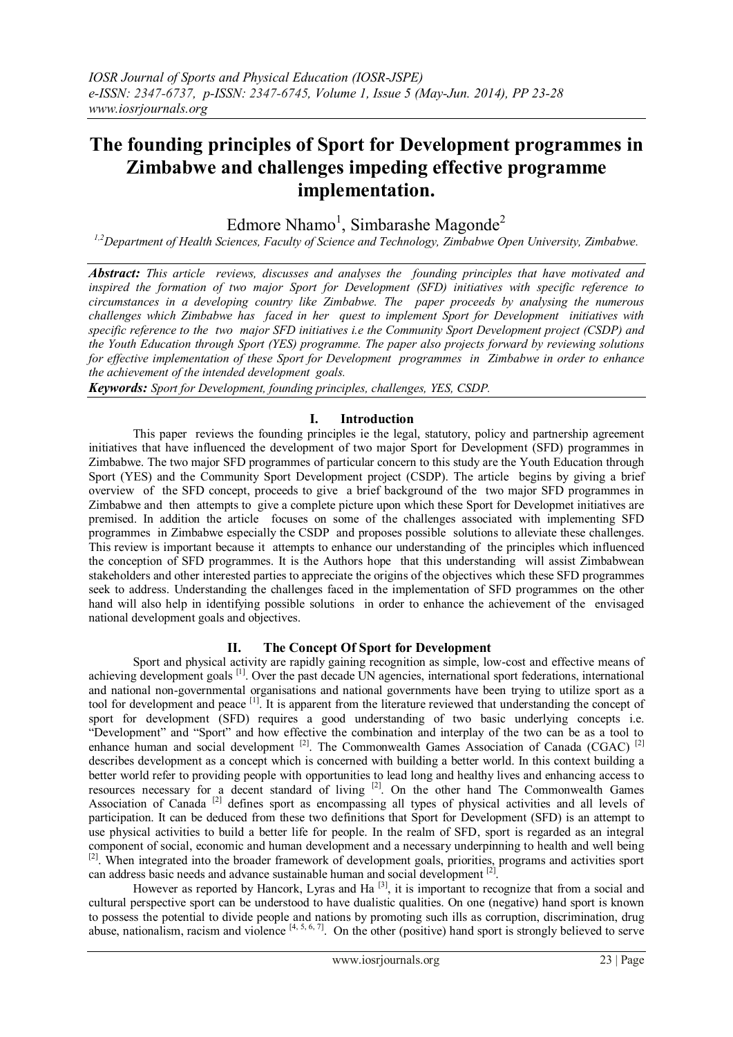# The founding principles of Sport for Development programmes in Zimbabwe and challenges impeding effective programme implementation.

Edmore Nhamo[1], Simbarashe Magonde[2]

[1,2]Department of Health Sciences, Faculty of Science and Technology, Zimbabwe Open University, Zimbabwe.

***Abstract:*** *This article reviews, discusses and analyses the founding principles that have motivated and inspired the formation of two major Sport for Development (SFD) initiatives with specific reference to circumstances in a developing country like Zimbabwe. The paper proceeds by analysing the numerous challenges which Zimbabwe has faced in her quest to implement Sport for Development initiatives with specific reference to the two major SFD initiatives i.e the Community Sport Development project (CSDP) and the Youth Education through Sport (YES) programme. The paper also projects forward by reviewing solutions for effective implementation of these Sport for Development programmes in Zimbabwe in order to enhance the achievement of the intended development goals.*

***Keywords:*** *Sport for Development, founding principles, challenges, YES, CSDP.*

## I. Introduction

This paper reviews the founding principles ie the legal, statutory, policy and partnership agreement initiatives that have influenced the development of two major Sport for Development (SFD) programmes in Zimbabwe. The two major SFD programmes of particular concern to this study are the Youth Education through Sport (YES) and the Community Sport Development project (CSDP). The article begins by giving a brief overview of the SFD concept, proceeds to give a brief background of the two major SFD programmes in Zimbabwe and then attempts to give a complete picture upon which these Sport for Developmet initiatives are premised. In addition the article focuses on some of the challenges associated with implementing SFD programmes in Zimbabwe especially the CSDP and proposes possible solutions to alleviate these challenges. This review is important because it attempts to enhance our understanding of the principles which influenced the conception of SFD programmes. It is the Authors hope that this understanding will assist Zimbabwean stakeholders and other interested parties to appreciate the origins of the objectives which these SFD programmes seek to address. Understanding the challenges faced in the implementation of SFD programmes on the other hand will also help in identifying possible solutions in order to enhance the achievement of the envisaged national development goals and objectives.

## II. The Concept Of Sport for Development

Sport and physical activity are rapidly gaining recognition as simple, low-cost and effective means of achieving development goals [1]. Over the past decade UN agencies, international sport federations, international and national non-governmental organisations and national governments have been trying to utilize sport as a tool for development and peace [1]. It is apparent from the literature reviewed that understanding the concept of sport for development (SFD) requires a good understanding of two basic underlying concepts i.e. "Development" and "Sport" and how effective the combination and interplay of the two can be as a tool to enhance human and social development [2]. The Commonwealth Games Association of Canada (CGAC) [2] describes development as a concept which is concerned with building a better world. In this context building a better world refer to providing people with opportunities to lead long and healthy lives and enhancing access to resources necessary for a decent standard of living [2]. On the other hand The Commonwealth Games Association of Canada [2] defines sport as encompassing all types of physical activities and all levels of participation. It can be deduced from these two definitions that Sport for Development (SFD) is an attempt to use physical activities to build a better life for people. In the realm of SFD, sport is regarded as an integral component of social, economic and human development and a necessary underpinning to health and well being [2]. When integrated into the broader framework of development goals, priorities, programs and activities sport can address basic needs and advance sustainable human and social development [2].

However as reported by Hancork, Lyras and Ha [3], it is important to recognize that from a social and cultural perspective sport can be understood to have dualistic qualities. On one (negative) hand sport is known to possess the potential to divide people and nations by promoting such ills as corruption, discrimination, drug abuse, nationalism, racism and violence [4, 5, 6, 7]. On the other (positive) hand sport is strongly believed to serve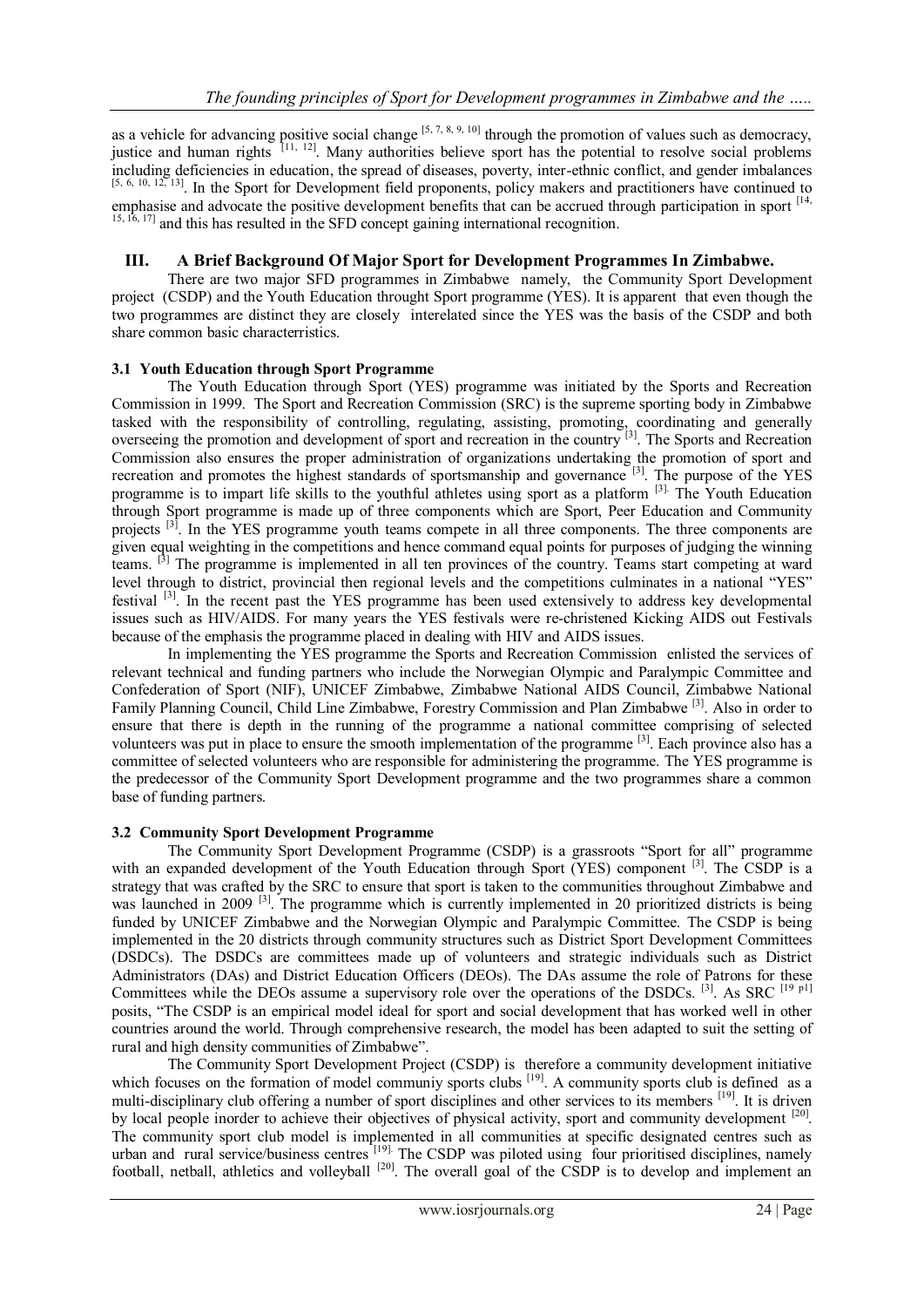as a vehicle for advancing positive social change [5, 7, 8, 9, 10] through the promotion of values such as democracy, justice and human rights [11, 12]. Many authorities believe sport has the potential to resolve social problems including deficiencies in education, the spread of diseases, poverty, inter-ethnic conflict, and gender imbalances [5, 6, 10, 12, 13]. In the Sport for Development field proponents, policy makers and practitioners have continued to emphasise and advocate the positive development benefits that can be accrued through participation in sport [14, 15, 16, 17] and this has resulted in the SFD concept gaining international recognition.

## III. A Brief Background Of Major Sport for Development Programmes In Zimbabwe.

There are two major SFD programmes in Zimbabwe namely, the Community Sport Development project (CSDP) and the Youth Education throught Sport programme (YES). It is apparent that even though the two programmes are distinct they are closely interelated since the YES was the basis of the CSDP and both share common basic charactterristics.

### 3.1 Youth Education through Sport Programme

The Youth Education through Sport (YES) programme was initiated by the Sports and Recreation Commission in 1999. The Sport and Recreation Commission (SRC) is the supreme sporting body in Zimbabwe tasked with the responsibility of controlling, regulating, assisting, promoting, coordinating and generally overseeing the promotion and development of sport and recreation in the country [3]. The Sports and Recreation Commission also ensures the proper administration of organizations undertaking the promotion of sport and recreation and promotes the highest standards of sportsmanship and governance [3]. The purpose of the YES programme is to impart life skills to the youthful athletes using sport as a platform [3]. The Youth Education through Sport programme is made up of three components which are Sport, Peer Education and Community projects [3]. In the YES programme youth teams compete in all three components. The three components are given equal weighting in the competitions and hence command equal points for purposes of judging the winning teams. [3] The programme is implemented in all ten provinces of the country. Teams start competing at ward level through to district, provincial then regional levels and the competitions culminates in a national "YES" festival [3]. In the recent past the YES programme has been used extensively to address key developmental issues such as HIV/AIDS. For many years the YES festivals were re-christened Kicking AIDS out Festivals because of the emphasis the programme placed in dealing with HIV and AIDS issues.

In implementing the YES programme the Sports and Recreation Commission enlisted the services of relevant technical and funding partners who include the Norwegian Olympic and Paralympic Committee and Confederation of Sport (NIF), UNICEF Zimbabwe, Zimbabwe National AIDS Council, Zimbabwe National Family Planning Council, Child Line Zimbabwe, Forestry Commission and Plan Zimbabwe [3]. Also in order to ensure that there is depth in the running of the programme a national committee comprising of selected volunteers was put in place to ensure the smooth implementation of the programme [3]. Each province also has a committee of selected volunteers who are responsible for administering the programme. The YES programme is the predecessor of the Community Sport Development programme and the two programmes share a common base of funding partners.

### 3.2 Community Sport Development Programme

The Community Sport Development Programme (CSDP) is a grassroots "Sport for all" programme with an expanded development of the Youth Education through Sport (YES) component [3]. The CSDP is a strategy that was crafted by the SRC to ensure that sport is taken to the communities throughout Zimbabwe and was launched in 2009 [3]. The programme which is currently implemented in 20 prioritized districts is being funded by UNICEF Zimbabwe and the Norwegian Olympic and Paralympic Committee. The CSDP is being implemented in the 20 districts through community structures such as District Sport Development Committees (DSDCs). The DSDCs are committees made up of volunteers and strategic individuals such as District Administrators (DAs) and District Education Officers (DEOs). The DAs assume the role of Patrons for these Committees while the DEOs assume a supervisory role over the operations of the DSDCs. [3]. As SRC [19 p1] posits, "The CSDP is an empirical model ideal for sport and social development that has worked well in other countries around the world. Through comprehensive research, the model has been adapted to suit the setting of rural and high density communities of Zimbabwe".

The Community Sport Development Project (CSDP) is therefore a community development initiative which focuses on the formation of model communiy sports clubs [19]. A community sports club is defined as a multi-disciplinary club offering a number of sport disciplines and other services to its members [19]. It is driven by local people inorder to achieve their objectives of physical activity, sport and community development [20]. The community sport club model is implemented in all communities at specific designated centres such as urban and rural service/business centres [19]. The CSDP was piloted using four prioritised disciplines, namely football, netball, athletics and volleyball [20]. The overall goal of the CSDP is to develop and implement an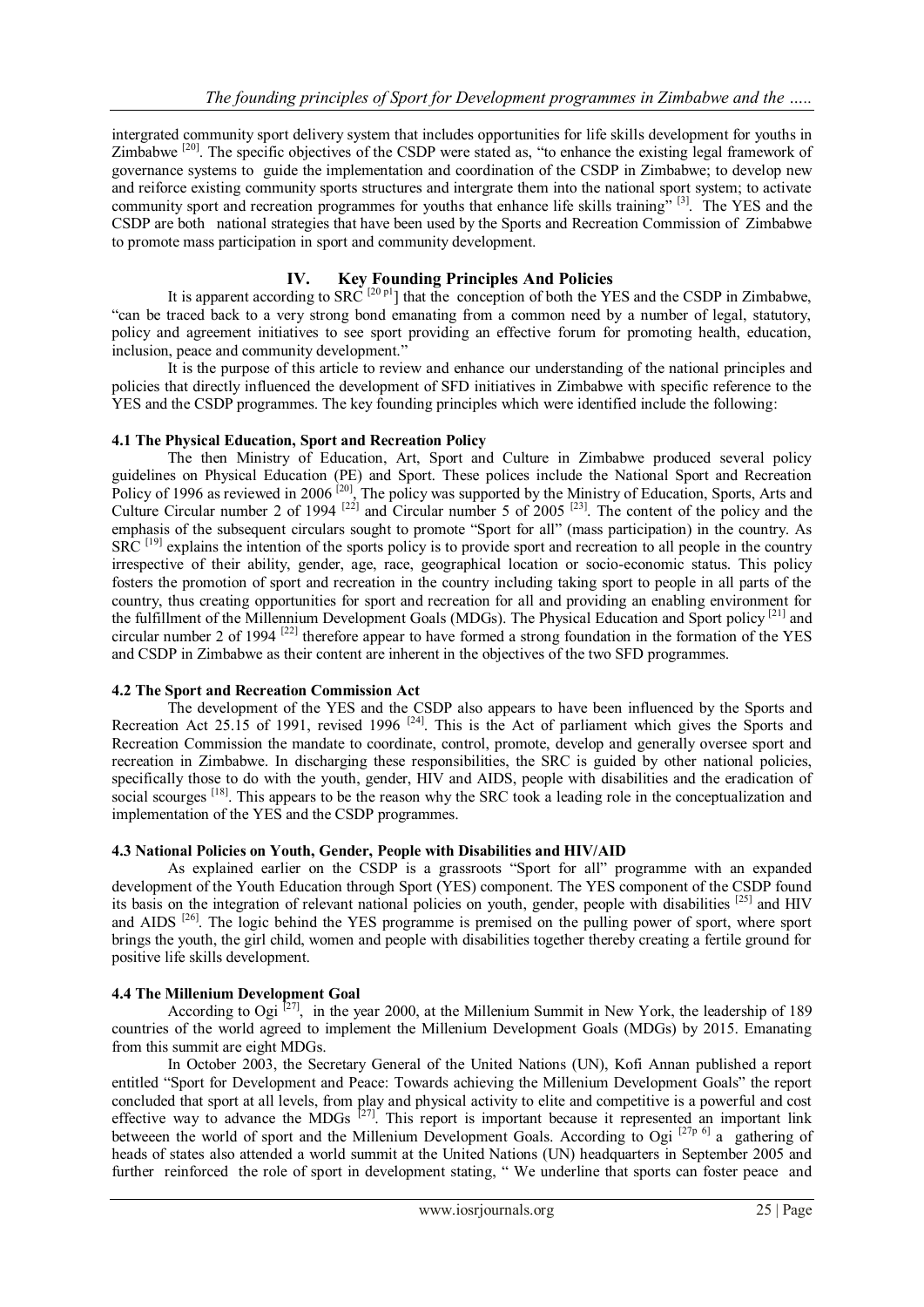intergrated community sport delivery system that includes opportunities for life skills development for youths in Zimbabwe [20]. The specific objectives of the CSDP were stated as, "to enhance the existing legal framework of governance systems to guide the implementation and coordination of the CSDP in Zimbabwe; to develop new and reiforce existing community sports structures and intergrate them into the national sport system; to activate community sport and recreation programmes for youths that enhance life skills training" [3]. The YES and the CSDP are both national strategies that have been used by the Sports and Recreation Commission of Zimbabwe to promote mass participation in sport and community development.

## IV. Key Founding Principles And Policies

It is apparent according to SRC [20 p1]] that the conception of both the YES and the CSDP in Zimbabwe, "can be traced back to a very strong bond emanating from a common need by a number of legal, statutory, policy and agreement initiatives to see sport providing an effective forum for promoting health, education, inclusion, peace and community development."

It is the purpose of this article to review and enhance our understanding of the national principles and policies that directly influenced the development of SFD initiatives in Zimbabwe with specific reference to the YES and the CSDP programmes. The key founding principles which were identified include the following:

### 4.1 The Physical Education, Sport and Recreation Policy

The then Ministry of Education, Art, Sport and Culture in Zimbabwe produced several policy guidelines on Physical Education (PE) and Sport. These polices include the National Sport and Recreation Policy of 1996 as reviewed in 2006 [20], The policy was supported by the Ministry of Education, Sports, Arts and Culture Circular number 2 of 1994 [22] and Circular number 5 of 2005 [23]. The content of the policy and the emphasis of the subsequent circulars sought to promote "Sport for all" (mass participation) in the country. As SRC [19] explains the intention of the sports policy is to provide sport and recreation to all people in the country irrespective of their ability, gender, age, race, geographical location or socio-economic status. This policy fosters the promotion of sport and recreation in the country including taking sport to people in all parts of the country, thus creating opportunities for sport and recreation for all and providing an enabling environment for the fulfillment of the Millennium Development Goals (MDGs). The Physical Education and Sport policy [21] and circular number 2 of 1994 [22] therefore appear to have formed a strong foundation in the formation of the YES and CSDP in Zimbabwe as their content are inherent in the objectives of the two SFD programmes.

### 4.2 The Sport and Recreation Commission Act

The development of the YES and the CSDP also appears to have been influenced by the Sports and Recreation Act 25.15 of 1991, revised 1996 [24]. This is the Act of parliament which gives the Sports and Recreation Commission the mandate to coordinate, control, promote, develop and generally oversee sport and recreation in Zimbabwe. In discharging these responsibilities, the SRC is guided by other national policies, specifically those to do with the youth, gender, HIV and AIDS, people with disabilities and the eradication of social scourges [18]. This appears to be the reason why the SRC took a leading role in the conceptualization and implementation of the YES and the CSDP programmes.

### 4.3 National Policies on Youth, Gender, People with Disabilities and HIV/AID

As explained earlier on the CSDP is a grassroots "Sport for all" programme with an expanded development of the Youth Education through Sport (YES) component. The YES component of the CSDP found its basis on the integration of relevant national policies on youth, gender, people with disabilities [25] and HIV and AIDS [26]. The logic behind the YES programme is premised on the pulling power of sport, where sport brings the youth, the girl child, women and people with disabilities together thereby creating a fertile ground for positive life skills development.

### 4.4 The Millenium Development Goal

According to Ogi [27], in the year 2000, at the Millenium Summit in New York, the leadership of 189 countries of the world agreed to implement the Millenium Development Goals (MDGs) by 2015. Emanating from this summit are eight MDGs.

In October 2003, the Secretary General of the United Nations (UN), Kofi Annan published a report entitled "Sport for Development and Peace: Towards achieving the Millenium Development Goals" the report concluded that sport at all levels, from play and physical activity to elite and competitive is a powerful and cost effective way to advance the MDGs [27]. This report is important because it represented an important link betweeen the world of sport and the Millenium Development Goals. According to Ogi [27p 6] a gathering of heads of states also attended a world summit at the United Nations (UN) headquarters in September 2005 and further reinforced the role of sport in development stating, " We underline that sports can foster peace and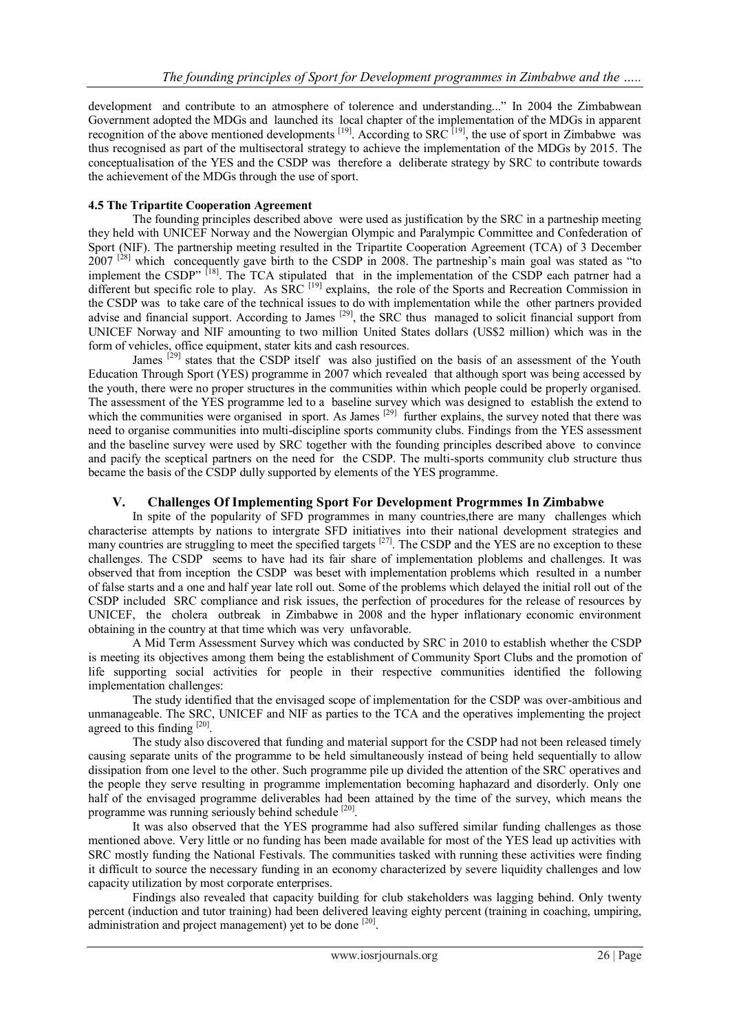development and contribute to an atmosphere of tolerence and understanding..." In 2004 the Zimbabwean Government adopted the MDGs and launched its local chapter of the implementation of the MDGs in apparent recognition of the above mentioned developments [19]. According to SRC [19], the use of sport in Zimbabwe was thus recognised as part of the multisectoral strategy to achieve the implementation of the MDGs by 2015. The conceptualisation of the YES and the CSDP was therefore a deliberate strategy by SRC to contribute towards the achievement of the MDGs through the use of sport.

### 4.5 The Tripartite Cooperation Agreement

The founding principles described above were used as justification by the SRC in a partneship meeting they held with UNICEF Norway and the Nowergian Olympic and Paralympic Committee and Confederation of Sport (NIF). The partnership meeting resulted in the Tripartite Cooperation Agreement (TCA) of 3 December 2007 [28] which concequently gave birth to the CSDP in 2008. The partneship's main goal was stated as "to implement the CSDP" [18]. The TCA stipulated that in the implementation of the CSDP each patrner had a different but specific role to play. As SRC [19] explains, the role of the Sports and Recreation Commission in the CSDP was to take care of the technical issues to do with implementation while the other partners provided advise and financial support. According to James [29], the SRC thus managed to solicit financial support from UNICEF Norway and NIF amounting to two million United States dollars (US$2 million) which was in the form of vehicles, office equipment, stater kits and cash resources.

James [29] states that the CSDP itself was also justified on the basis of an assessment of the Youth Education Through Sport (YES) programme in 2007 which revealed that although sport was being accessed by the youth, there were no proper structures in the communities within which people could be properly organised. The assessment of the YES programme led to a baseline survey which was designed to establish the extend to which the communities were organised in sport. As James [29] further explains, the survey noted that there was need to organise communities into multi-discipline sports community clubs. Findings from the YES assessment and the baseline survey were used by SRC together with the founding principles described above to convince and pacify the sceptical partners on the need for the CSDP. The multi-sports community club structure thus became the basis of the CSDP dully supported by elements of the YES programme.

## V. Challenges Of Implementing Sport For Development Progrmmes In Zimbabwe

In spite of the popularity of SFD programmes in many countries,there are many challenges which characterise attempts by nations to intergrate SFD initiatives into their national development strategies and many countries are struggling to meet the specified targets [27]. The CSDP and the YES are no exception to these challenges. The CSDP seems to have had its fair share of implementation ploblems and challenges. It was observed that from inception the CSDP was beset with implementation problems which resulted in a number of false starts and a one and half year late roll out. Some of the problems which delayed the initial roll out of the CSDP included SRC compliance and risk issues, the perfection of procedures for the release of resources by UNICEF, the cholera outbreak in Zimbabwe in 2008 and the hyper inflationary economic environment obtaining in the country at that time which was very unfavorable.

A Mid Term Assessment Survey which was conducted by SRC in 2010 to establish whether the CSDP is meeting its objectives among them being the establishment of Community Sport Clubs and the promotion of life supporting social activities for people in their respective communities identified the following implementation challenges:

The study identified that the envisaged scope of implementation for the CSDP was over-ambitious and unmanageable. The SRC, UNICEF and NIF as parties to the TCA and the operatives implementing the project agreed to this finding [20].

The study also discovered that funding and material support for the CSDP had not been released timely causing separate units of the programme to be held simultaneously instead of being held sequentially to allow dissipation from one level to the other. Such programme pile up divided the attention of the SRC operatives and the people they serve resulting in programme implementation becoming haphazard and disorderly. Only one half of the envisaged programme deliverables had been attained by the time of the survey, which means the programme was running seriously behind schedule [20].

It was also observed that the YES programme had also suffered similar funding challenges as those mentioned above. Very little or no funding has been made available for most of the YES lead up activities with SRC mostly funding the National Festivals. The communities tasked with running these activities were finding it difficult to source the necessary funding in an economy characterized by severe liquidity challenges and low capacity utilization by most corporate enterprises.

Findings also revealed that capacity building for club stakeholders was lagging behind. Only twenty percent (induction and tutor training) had been delivered leaving eighty percent (training in coaching, umpiring, administration and project management) yet to be done [20].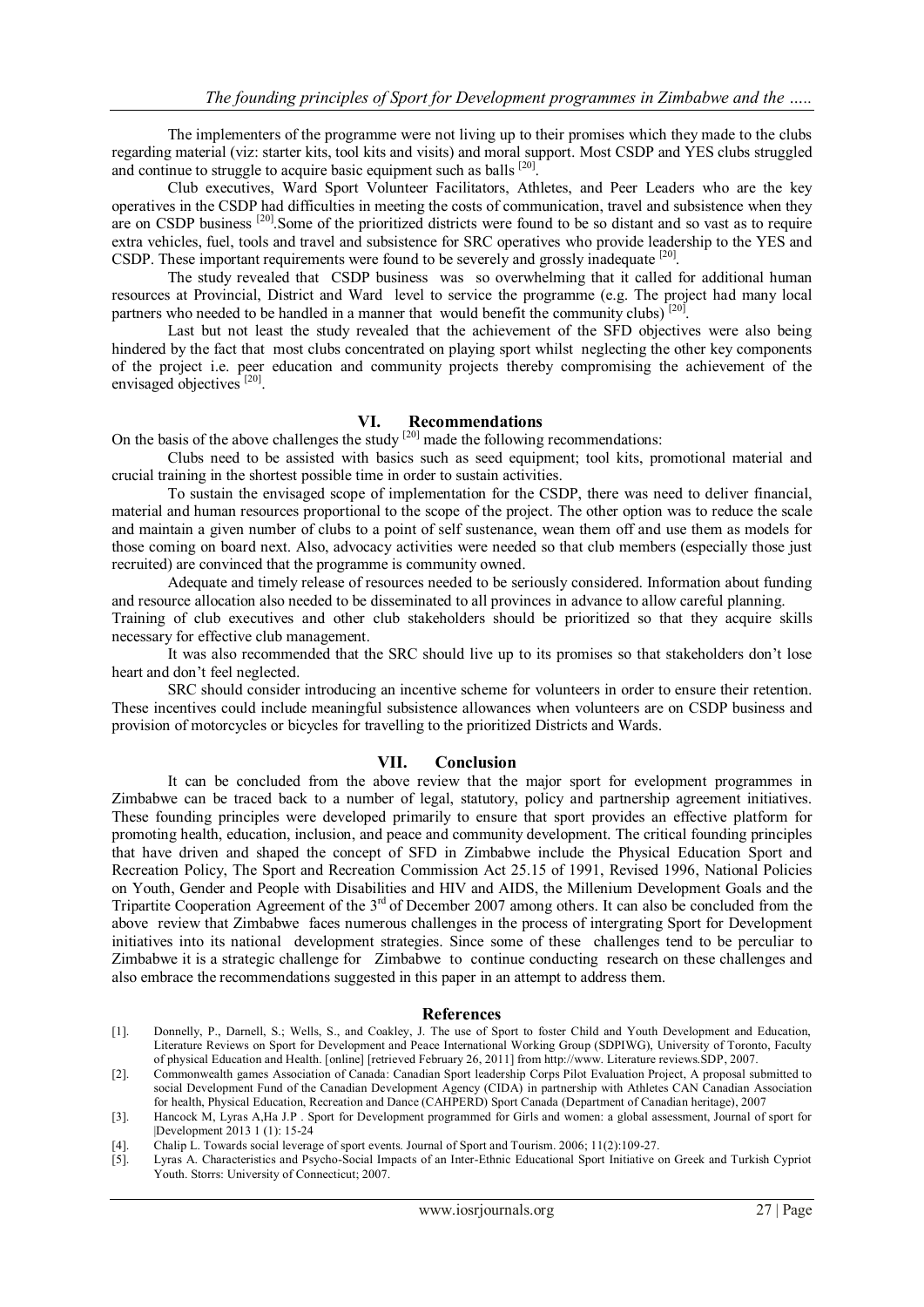The implementers of the programme were not living up to their promises which they made to the clubs regarding material (viz: starter kits, tool kits and visits) and moral support. Most CSDP and YES clubs struggled and continue to struggle to acquire basic equipment such as balls [20].

Club executives, Ward Sport Volunteer Facilitators, Athletes, and Peer Leaders who are the key operatives in the CSDP had difficulties in meeting the costs of communication, travel and subsistence when they are on CSDP business [20].Some of the prioritized districts were found to be so distant and so vast as to require extra vehicles, fuel, tools and travel and subsistence for SRC operatives who provide leadership to the YES and CSDP. These important requirements were found to be severely and grossly inadequate [20].

The study revealed that CSDP business was so overwhelming that it called for additional human resources at Provincial, District and Ward level to service the programme (e.g. The project had many local partners who needed to be handled in a manner that would benefit the community clubs) [20].

Last but not least the study revealed that the achievement of the SFD objectives were also being hindered by the fact that most clubs concentrated on playing sport whilst neglecting the other key components of the project i.e. peer education and community projects thereby compromising the achievement of the envisaged objectives [20].

## VI. Recommendations

On the basis of the above challenges the study [20] made the following recommendations:

Clubs need to be assisted with basics such as seed equipment; tool kits, promotional material and crucial training in the shortest possible time in order to sustain activities.

To sustain the envisaged scope of implementation for the CSDP, there was need to deliver financial, material and human resources proportional to the scope of the project. The other option was to reduce the scale and maintain a given number of clubs to a point of self sustenance, wean them off and use them as models for those coming on board next. Also, advocacy activities were needed so that club members (especially those just recruited) are convinced that the programme is community owned.

Adequate and timely release of resources needed to be seriously considered. Information about funding and resource allocation also needed to be disseminated to all provinces in advance to allow careful planning.

Training of club executives and other club stakeholders should be prioritized so that they acquire skills necessary for effective club management.

It was also recommended that the SRC should live up to its promises so that stakeholders don't lose heart and don't feel neglected.

SRC should consider introducing an incentive scheme for volunteers in order to ensure their retention. These incentives could include meaningful subsistence allowances when volunteers are on CSDP business and provision of motorcycles or bicycles for travelling to the prioritized Districts and Wards.

## VII. Conclusion

It can be concluded from the above review that the major sport for evelopment programmes in Zimbabwe can be traced back to a number of legal, statutory, policy and partnership agreement initiatives. These founding principles were developed primarily to ensure that sport provides an effective platform for promoting health, education, inclusion, and peace and community development. The critical founding principles that have driven and shaped the concept of SFD in Zimbabwe include the Physical Education Sport and Recreation Policy, The Sport and Recreation Commission Act 25.15 of 1991, Revised 1996, National Policies on Youth, Gender and People with Disabilities and HIV and AIDS, the Millenium Development Goals and the Tripartite Cooperation Agreement of the 3rd of December 2007 among others. It can also be concluded from the above review that Zimbabwe faces numerous challenges in the process of intergrating Sport for Development initiatives into its national development strategies. Since some of these challenges tend to be perculiar to Zimbabwe it is a strategic challenge for Zimbabwe to continue conducting research on these challenges and also embrace the recommendations suggested in this paper in an attempt to address them.

## References

[1]. Donnelly, P., Darnell, S.; Wells, S., and Coakley, J. The use of Sport to foster Child and Youth Development and Education, Literature Reviews on Sport for Development and Peace International Working Group (SDPIWG), University of Toronto, Faculty of physical Education and Health. [online] [retrieved February 26, 2011] from http://www. Literature reviews.SDP, 2007.

[2]. Commonwealth games Association of Canada: Canadian Sport leadership Corps Pilot Evaluation Project, A proposal submitted to social Development Fund of the Canadian Development Agency (CIDA) in partnership with Athletes CAN Canadian Association for health, Physical Education, Recreation and Dance (CAHPERD) Sport Canada (Department of Canadian heritage), 2007

[3]. Hancock M, Lyras A,Ha J.P . Sport for Development programmed for Girls and women: a global assessment, Journal of sport for |Development 2013 1 (1): 15-24

[4]. Chalip L. Towards social leverage of sport events. Journal of Sport and Tourism. 2006; 11(2):109-27.

[5]. Lyras A. Characteristics and Psycho-Social Impacts of an Inter-Ethnic Educational Sport Initiative on Greek and Turkish Cypriot Youth. Storrs: University of Connecticut; 2007.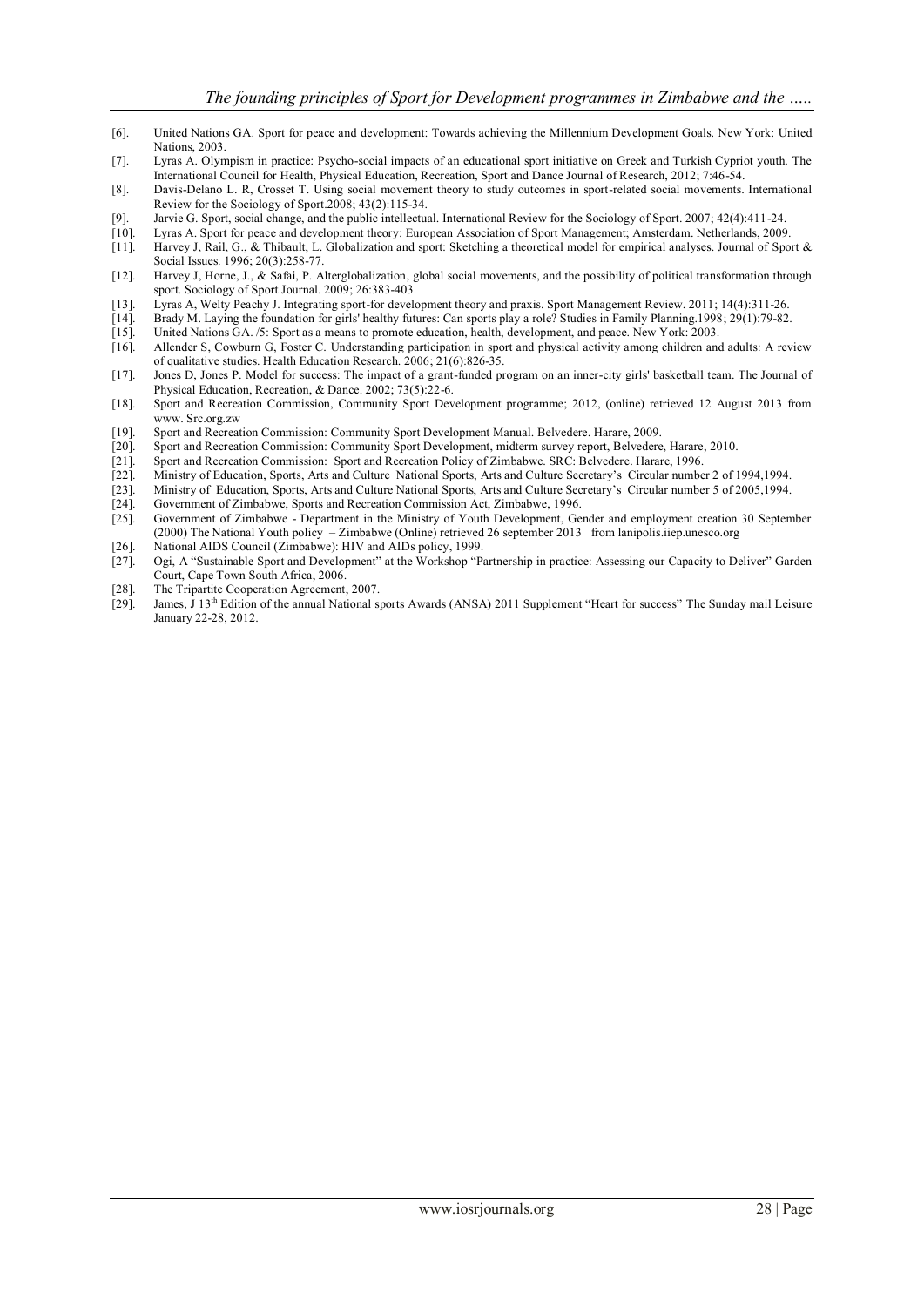[6]. United Nations GA. Sport for peace and development: Towards achieving the Millennium Development Goals. New York: United Nations, 2003.

[7]. Lyras A. Olympism in practice: Psycho-social impacts of an educational sport initiative on Greek and Turkish Cypriot youth. The International Council for Health, Physical Education, Recreation, Sport and Dance Journal of Research, 2012; 7:46-54.

[8]. Davis-Delano L. R, Crosset T. Using social movement theory to study outcomes in sport-related social movements. International Review for the Sociology of Sport.2008; 43(2):115-34.

[9]. Jarvie G. Sport, social change, and the public intellectual. International Review for the Sociology of Sport. 2007; 42(4):411-24.

[10]. Lyras A. Sport for peace and development theory: European Association of Sport Management; Amsterdam. Netherlands, 2009.

[11]. Harvey J, Rail, G., & Thibault, L. Globalization and sport: Sketching a theoretical model for empirical analyses. Journal of Sport & Social Issues. 1996; 20(3):258-77.

[12]. Harvey J, Horne, J., & Safai, P. Alterglobalization, global social movements, and the possibility of political transformation through sport. Sociology of Sport Journal. 2009; 26:383-403.

[13]. Lyras A, Welty Peachy J. Integrating sport-for development theory and praxis. Sport Management Review. 2011; 14(4):311-26.

[14]. Brady M. Laying the foundation for girls' healthy futures: Can sports play a role? Studies in Family Planning.1998; 29(1):79-82.

[15]. United Nations GA. /5: Sport as a means to promote education, health, development, and peace. New York: 2003.

[16]. Allender S, Cowburn G, Foster C. Understanding participation in sport and physical activity among children and adults: A review of qualitative studies. Health Education Research. 2006; 21(6):826-35.

[17]. Jones D, Jones P. Model for success: The impact of a grant-funded program on an inner-city girls' basketball team. The Journal of Physical Education, Recreation, & Dance. 2002; 73(5):22-6.

[18]. Sport and Recreation Commission, Community Sport Development programme; 2012, (online) retrieved 12 August 2013 from www. Src.org.zw

[19]. Sport and Recreation Commission: Community Sport Development Manual. Belvedere. Harare, 2009.

[20]. Sport and Recreation Commission: Community Sport Development, midterm survey report, Belvedere, Harare, 2010.

[21]. Sport and Recreation Commission: Sport and Recreation Policy of Zimbabwe. SRC: Belvedere. Harare, 1996.

[22]. Ministry of Education, Sports, Arts and Culture National Sports, Arts and Culture Secretary's Circular number 2 of 1994,1994.

[23]. Ministry of Education, Sports, Arts and Culture National Sports, Arts and Culture Secretary's Circular number 5 of 2005,1994.

[24]. Government of Zimbabwe, Sports and Recreation Commission Act, Zimbabwe, 1996.

[25]. Government of Zimbabwe - Department in the Ministry of Youth Development, Gender and employment creation 30 September (2000) The National Youth policy – Zimbabwe (Online) retrieved 26 september 2013 from lanipolis.iiep.unesco.org

[26]. National AIDS Council (Zimbabwe): HIV and AIDs policy, 1999.

[27]. Ogi, A "Sustainable Sport and Development" at the Workshop "Partnership in practice: Assessing our Capacity to Deliver" Garden Court, Cape Town South Africa, 2006.

[28]. The Tripartite Cooperation Agreement, 2007.

[29]. James, J 13th Edition of the annual National sports Awards (ANSA) 2011 Supplement "Heart for success" The Sunday mail Leisure January 22-28, 2012.